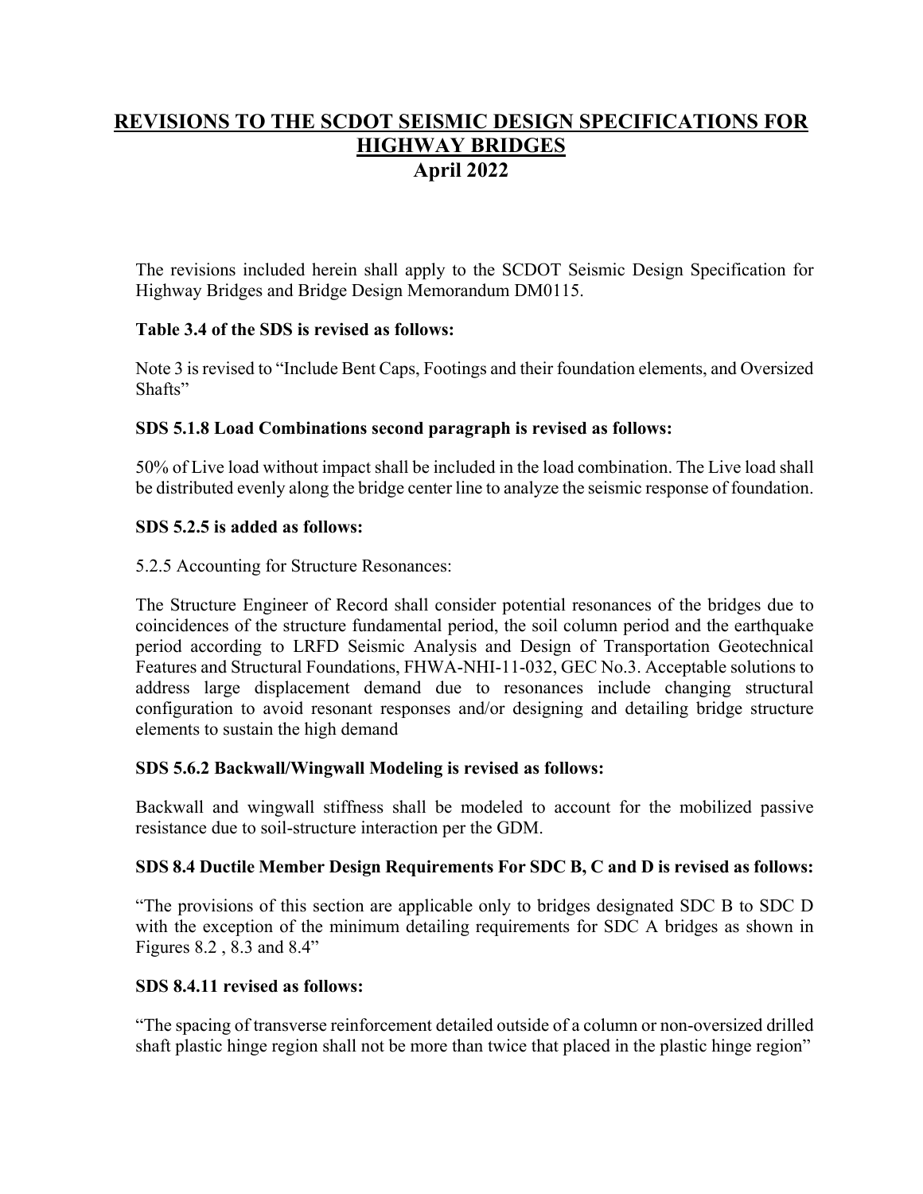# REVISIONS TO THE SCDOT SEISMIC DESIGN SPECIFICATIONS FOR HIGHWAY BRIDGES
## April 2022

The revisions included herein shall apply to the SCDOT Seismic Design Specification for Highway Bridges and Bridge Design Memorandum DM0115.

**Table 3.4 of the SDS is revised as follows:**

Note 3 is revised to "Include Bent Caps, Footings and their foundation elements, and Oversized Shafts"

**SDS 5.1.8 Load Combinations second paragraph is revised as follows:**

50% of Live load without impact shall be included in the load combination. The Live load shall be distributed evenly along the bridge center line to analyze the seismic response of foundation.

**SDS 5.2.5 is added as follows:**

5.2.5 Accounting for Structure Resonances:

The Structure Engineer of Record shall consider potential resonances of the bridges due to coincidences of the structure fundamental period, the soil column period and the earthquake period according to LRFD Seismic Analysis and Design of Transportation Geotechnical Features and Structural Foundations, FHWA-NHI-11-032, GEC No.3. Acceptable solutions to address large displacement demand due to resonances include changing structural configuration to avoid resonant responses and/or designing and detailing bridge structure elements to sustain the high demand

**SDS 5.6.2 Backwall/Wingwall Modeling is revised as follows:**

Backwall and wingwall stiffness shall be modeled to account for the mobilized passive resistance due to soil-structure interaction per the GDM.

**SDS 8.4 Ductile Member Design Requirements For SDC B, C and D is revised as follows:**

"The provisions of this section are applicable only to bridges designated SDC B to SDC D with the exception of the minimum detailing requirements for SDC A bridges as shown in Figures 8.2 , 8.3 and 8.4"

**SDS 8.4.11 revised as follows:**

"The spacing of transverse reinforcement detailed outside of a column or non-oversized drilled shaft plastic hinge region shall not be more than twice that placed in the plastic hinge region"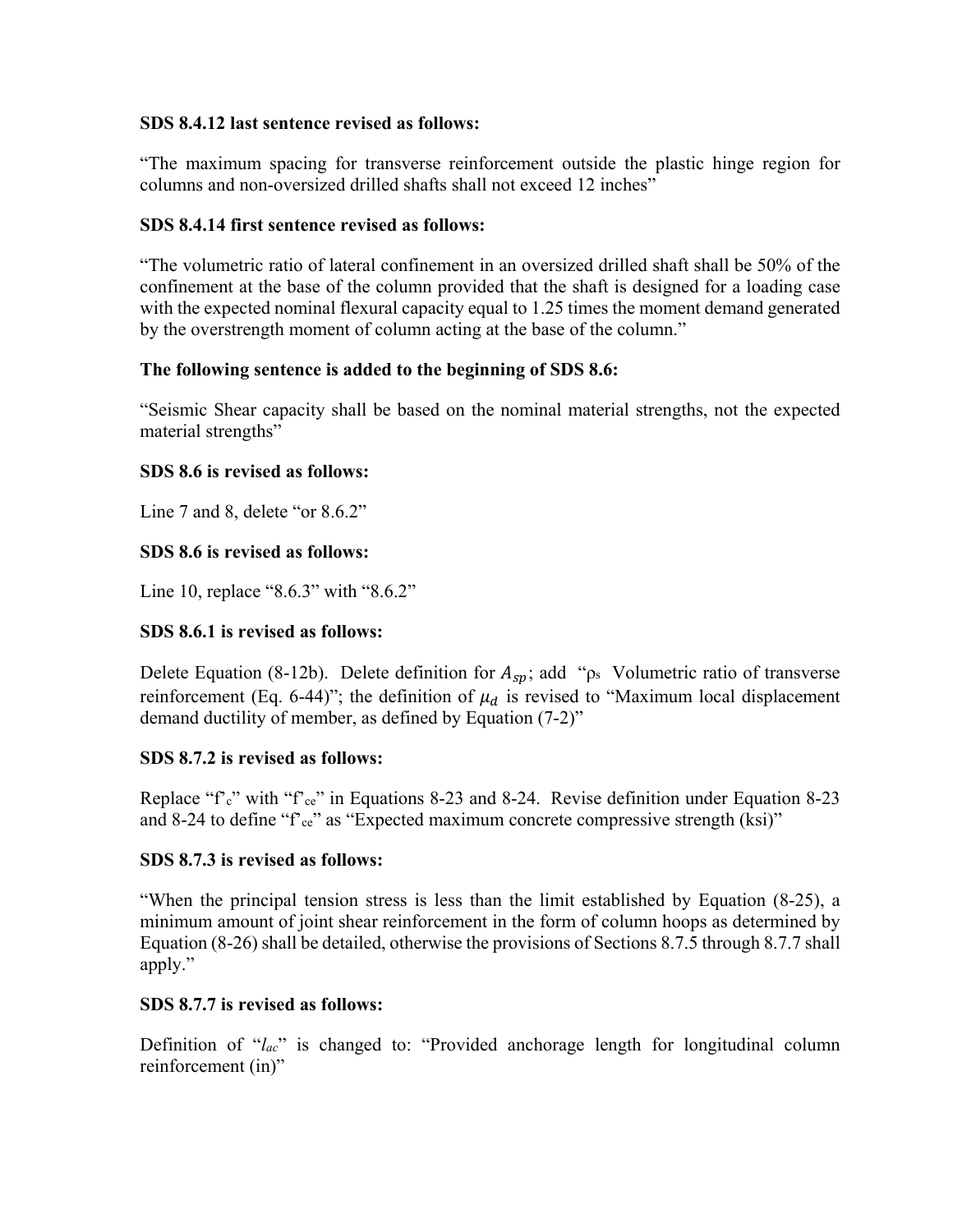**SDS 8.4.12 last sentence revised as follows:**

"The maximum spacing for transverse reinforcement outside the plastic hinge region for columns and non-oversized drilled shafts shall not exceed 12 inches"

**SDS 8.4.14 first sentence revised as follows:**

"The volumetric ratio of lateral confinement in an oversized drilled shaft shall be 50% of the confinement at the base of the column provided that the shaft is designed for a loading case with the expected nominal flexural capacity equal to 1.25 times the moment demand generated by the overstrength moment of column acting at the base of the column."

**The following sentence is added to the beginning of SDS 8.6:**

"Seismic Shear capacity shall be based on the nominal material strengths, not the expected material strengths"

**SDS 8.6 is revised as follows:**

Line 7 and 8, delete "or 8.6.2"

**SDS 8.6 is revised as follows:**

Line 10, replace "8.6.3" with "8.6.2"

**SDS 8.6.1 is revised as follows:**

Delete Equation (8-12b). Delete definition for $A_{sp}$; add "$\rho_s$ Volumetric ratio of transverse reinforcement (Eq. 6-44)"; the definition of $\mu_d$ is revised to "Maximum local displacement demand ductility of member, as defined by Equation (7-2)"

**SDS 8.7.2 is revised as follows:**

Replace "$f'_c$" with "$f'_{ce}$" in Equations 8-23 and 8-24. Revise definition under Equation 8-23 and 8-24 to define "$f'_{ce}$" as "Expected maximum concrete compressive strength (ksi)"

**SDS 8.7.3 is revised as follows:**

"When the principal tension stress is less than the limit established by Equation (8-25), a minimum amount of joint shear reinforcement in the form of column hoops as determined by Equation (8-26) shall be detailed, otherwise the provisions of Sections 8.7.5 through 8.7.7 shall apply."

**SDS 8.7.7 is revised as follows:**

Definition of "$l_{ac}$" is changed to: "Provided anchorage length for longitudinal column reinforcement (in)"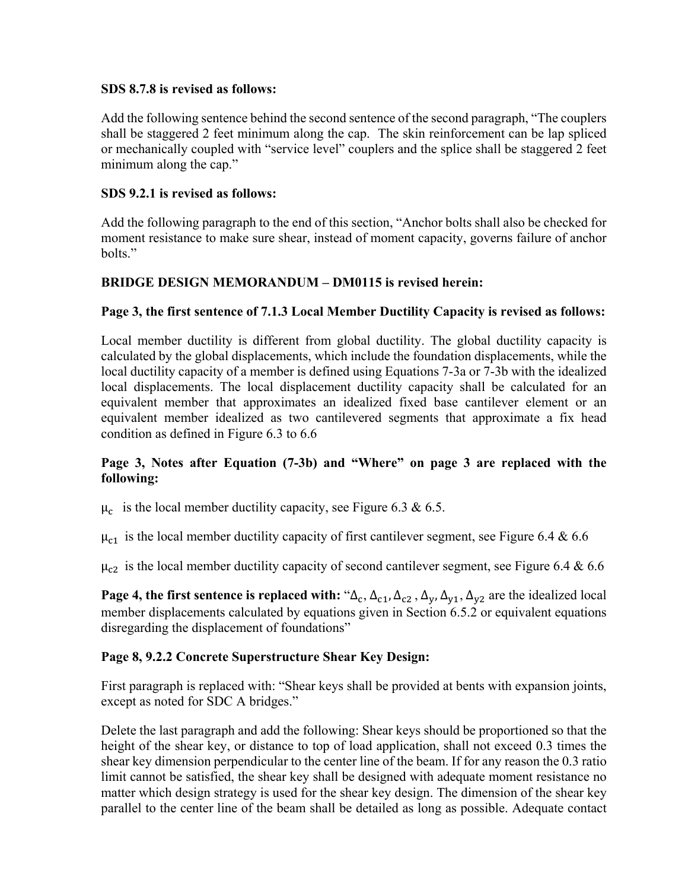**SDS 8.7.8 is revised as follows:**

Add the following sentence behind the second sentence of the second paragraph, “The couplers shall be staggered 2 feet minimum along the cap. The skin reinforcement can be lap spliced or mechanically coupled with “service level” couplers and the splice shall be staggered 2 feet minimum along the cap.”

**SDS 9.2.1 is revised as follows:**

Add the following paragraph to the end of this section, “Anchor bolts shall also be checked for moment resistance to make sure shear, instead of moment capacity, governs failure of anchor bolts.”

**BRIDGE DESIGN MEMORANDUM – DM0115 is revised herein:**

**Page 3, the first sentence of 7.1.3 Local Member Ductility Capacity is revised as follows:**

Local member ductility is different from global ductility. The global ductility capacity is calculated by the global displacements, which include the foundation displacements, while the local ductility capacity of a member is defined using Equations 7-3a or 7-3b with the idealized local displacements. The local displacement ductility capacity shall be calculated for an equivalent member that approximates an idealized fixed base cantilever element or an equivalent member idealized as two cantilevered segments that approximate a fix head condition as defined in Figure 6.3 to 6.6

**Page 3, Notes after Equation (7-3b) and “Where” on page 3 are replaced with the following:**

$\mu_c$ is the local member ductility capacity, see Figure 6.3 & 6.5.

$\mu_{c1}$ is the local member ductility capacity of first cantilever segment, see Figure 6.4 & 6.6

$\mu_{c2}$ is the local member ductility capacity of second cantilever segment, see Figure 6.4 & 6.6

**Page 4, the first sentence is replaced with:** “$\Delta_c, \Delta_{c1}, \Delta_{c2}, \Delta_y, \Delta_{y1}, \Delta_{y2}$ are the idealized local member displacements calculated by equations given in Section 6.5.2 or equivalent equations disregarding the displacement of foundations”

**Page 8, 9.2.2 Concrete Superstructure Shear Key Design:**

First paragraph is replaced with: “Shear keys shall be provided at bents with expansion joints, except as noted for SDC A bridges.”

Delete the last paragraph and add the following: Shear keys should be proportioned so that the height of the shear key, or distance to top of load application, shall not exceed 0.3 times the shear key dimension perpendicular to the center line of the beam. If for any reason the 0.3 ratio limit cannot be satisfied, the shear key shall be designed with adequate moment resistance no matter which design strategy is used for the shear key design. The dimension of the shear key parallel to the center line of the beam shall be detailed as long as possible. Adequate contact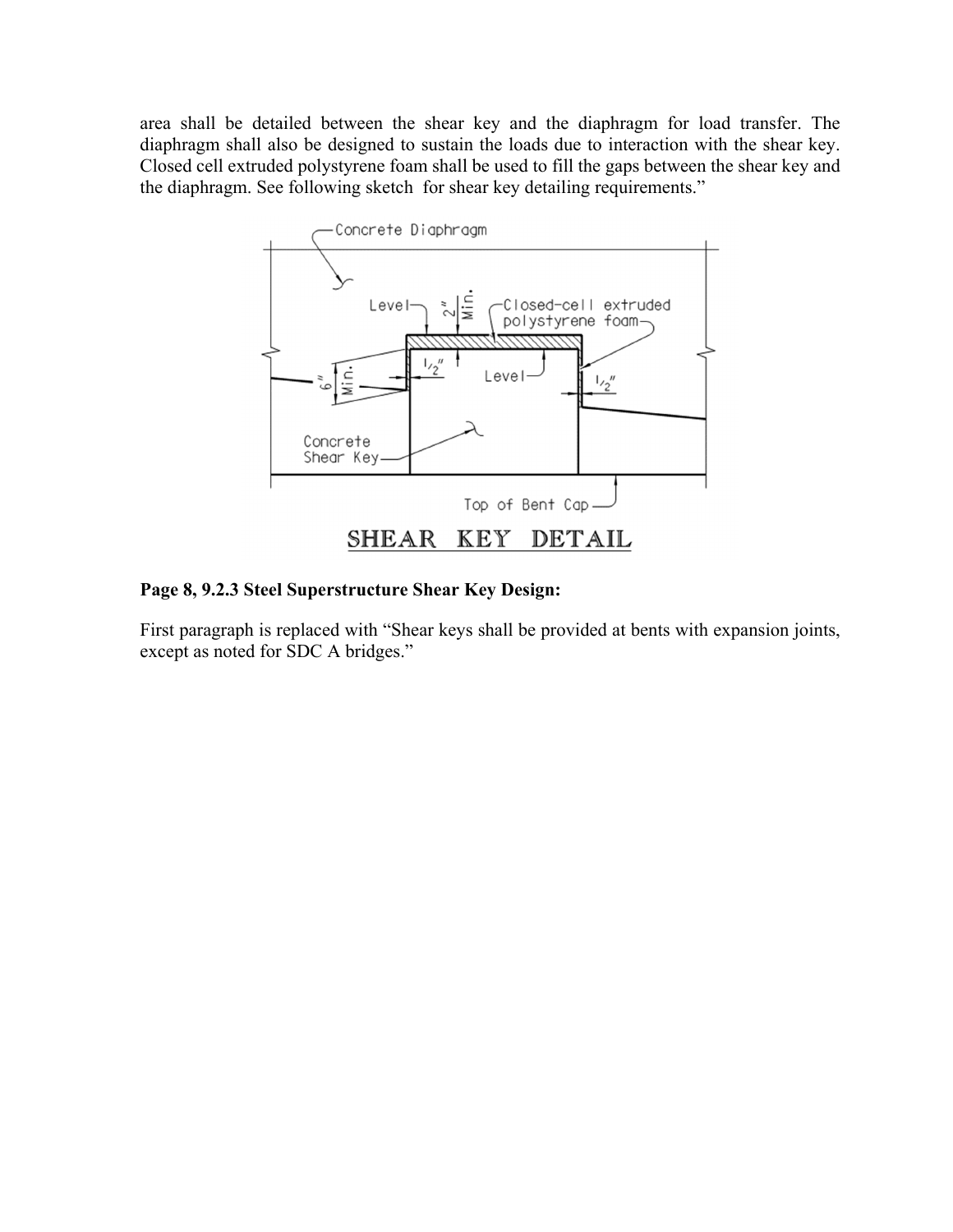area shall be detailed between the shear key and the diaphragm for load transfer. The diaphragm shall also be designed to sustain the loads due to interaction with the shear key. Closed cell extruded polystyrene foam shall be used to fill the gaps between the shear key and the diaphragm. See following sketch for shear key detailing requirements."

Concrete Diaphragm

Level

2" Min.

Closed-cell extruded polystyrene foam

6" Min.

1/2"

Level

1/2"

Concrete Shear Key

Top of Bent Cap

SHEAR KEY DETAIL

**Page 8, 9.2.3 Steel Superstructure Shear Key Design:**

First paragraph is replaced with "Shear keys shall be provided at bents with expansion joints, except as noted for SDC A bridges."